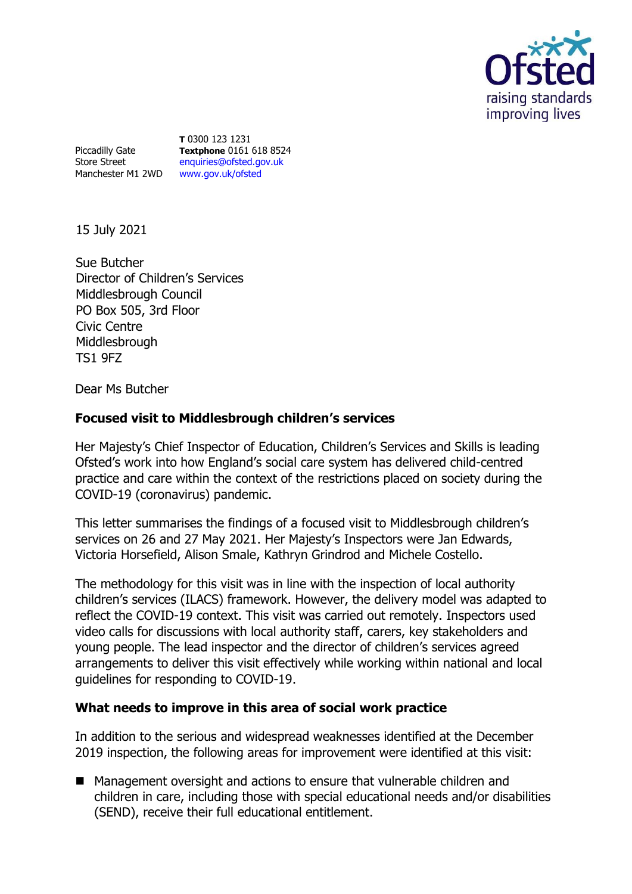Piccadilly Gate
Store Street
Manchester M1 2WD

**T** 0300 123 1231
**Textphone** 0161 618 8524
enquiries@ofsted.gov.uk
www.gov.uk/ofsted

15 July 2021

Sue Butcher
Director of Children's Services
Middlesbrough Council
PO Box 505, 3rd Floor
Civic Centre
Middlesbrough
TS1 9FZ

Dear Ms Butcher

**Focused visit to Middlesbrough children's services**

Her Majesty's Chief Inspector of Education, Children's Services and Skills is leading Ofsted's work into how England's social care system has delivered child-centred practice and care within the context of the restrictions placed on society during the COVID-19 (coronavirus) pandemic.

This letter summarises the findings of a focused visit to Middlesbrough children's services on 26 and 27 May 2021. Her Majesty's Inspectors were Jan Edwards, Victoria Horsefield, Alison Smale, Kathryn Grindrod and Michele Costello.

The methodology for this visit was in line with the inspection of local authority children's services (ILACS) framework. However, the delivery model was adapted to reflect the COVID-19 context. This visit was carried out remotely. Inspectors used video calls for discussions with local authority staff, carers, key stakeholders and young people. The lead inspector and the director of children's services agreed arrangements to deliver this visit effectively while working within national and local guidelines for responding to COVID-19.

**What needs to improve in this area of social work practice**

In addition to the serious and widespread weaknesses identified at the December 2019 inspection, the following areas for improvement were identified at this visit:

- Management oversight and actions to ensure that vulnerable children and children in care, including those with special educational needs and/or disabilities (SEND), receive their full educational entitlement.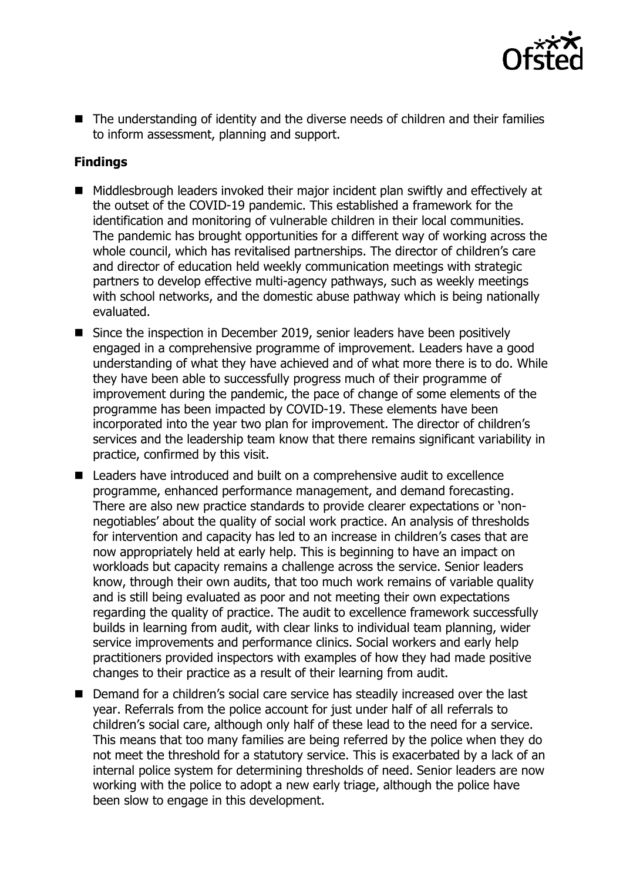- The understanding of identity and the diverse needs of children and their families to inform assessment, planning and support.

**Findings**

- Middlesbrough leaders invoked their major incident plan swiftly and effectively at the outset of the COVID-19 pandemic. This established a framework for the identification and monitoring of vulnerable children in their local communities. The pandemic has brought opportunities for a different way of working across the whole council, which has revitalised partnerships. The director of children's care and director of education held weekly communication meetings with strategic partners to develop effective multi-agency pathways, such as weekly meetings with school networks, and the domestic abuse pathway which is being nationally evaluated.
- Since the inspection in December 2019, senior leaders have been positively engaged in a comprehensive programme of improvement. Leaders have a good understanding of what they have achieved and of what more there is to do. While they have been able to successfully progress much of their programme of improvement during the pandemic, the pace of change of some elements of the programme has been impacted by COVID-19. These elements have been incorporated into the year two plan for improvement. The director of children's services and the leadership team know that there remains significant variability in practice, confirmed by this visit.
- Leaders have introduced and built on a comprehensive audit to excellence programme, enhanced performance management, and demand forecasting. There are also new practice standards to provide clearer expectations or 'non-negotiables' about the quality of social work practice. An analysis of thresholds for intervention and capacity has led to an increase in children's cases that are now appropriately held at early help. This is beginning to have an impact on workloads but capacity remains a challenge across the service. Senior leaders know, through their own audits, that too much work remains of variable quality and is still being evaluated as poor and not meeting their own expectations regarding the quality of practice. The audit to excellence framework successfully builds in learning from audit, with clear links to individual team planning, wider service improvements and performance clinics. Social workers and early help practitioners provided inspectors with examples of how they had made positive changes to their practice as a result of their learning from audit.
- Demand for a children's social care service has steadily increased over the last year. Referrals from the police account for just under half of all referrals to children's social care, although only half of these lead to the need for a service. This means that too many families are being referred by the police when they do not meet the threshold for a statutory service. This is exacerbated by a lack of an internal police system for determining thresholds of need. Senior leaders are now working with the police to adopt a new early triage, although the police have been slow to engage in this development.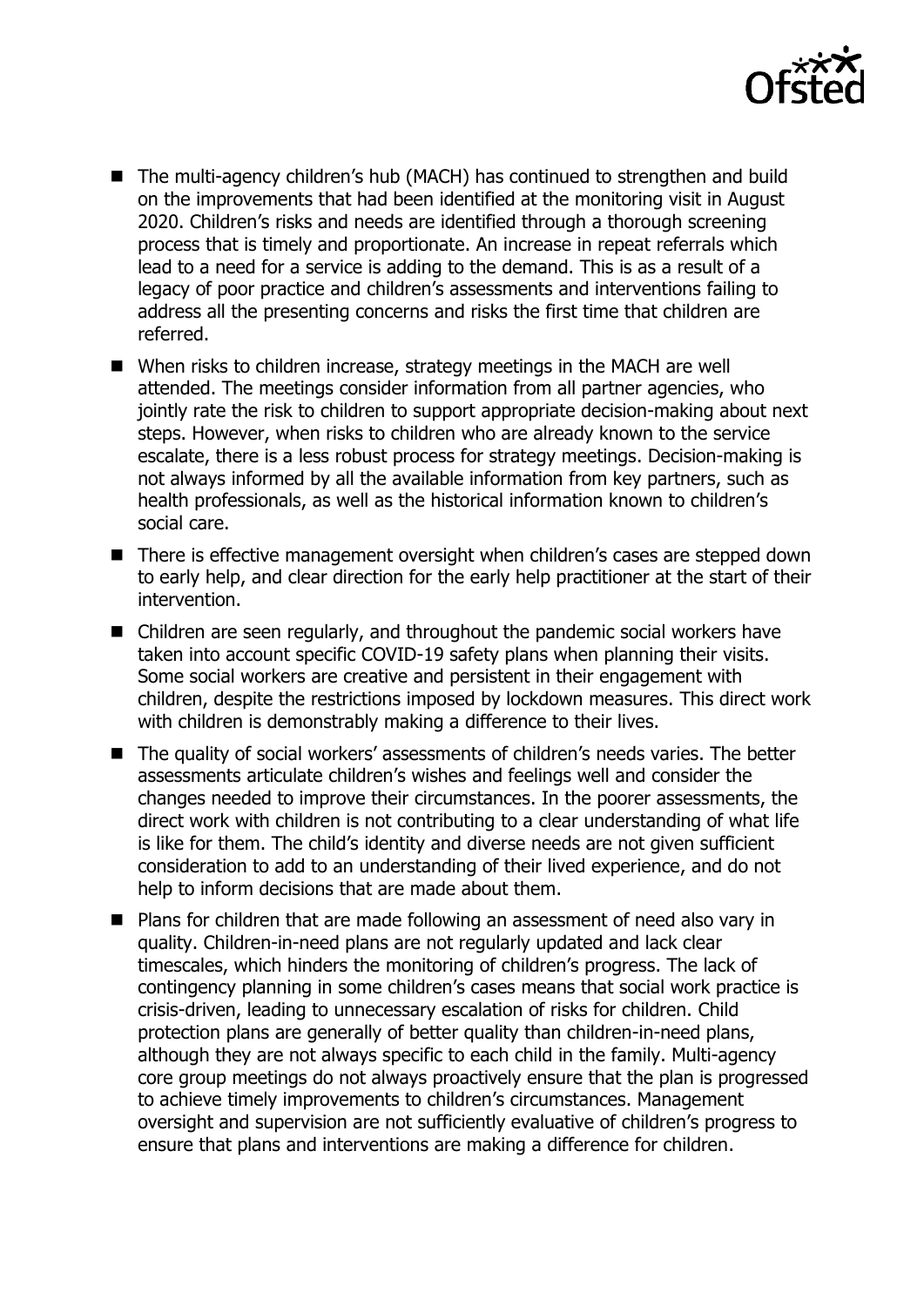- The multi-agency children's hub (MACH) has continued to strengthen and build on the improvements that had been identified at the monitoring visit in August 2020. Children's risks and needs are identified through a thorough screening process that is timely and proportionate. An increase in repeat referrals which lead to a need for a service is adding to the demand. This is as a result of a legacy of poor practice and children's assessments and interventions failing to address all the presenting concerns and risks the first time that children are referred.
- When risks to children increase, strategy meetings in the MACH are well attended. The meetings consider information from all partner agencies, who jointly rate the risk to children to support appropriate decision-making about next steps. However, when risks to children who are already known to the service escalate, there is a less robust process for strategy meetings. Decision-making is not always informed by all the available information from key partners, such as health professionals, as well as the historical information known to children's social care.
- There is effective management oversight when children's cases are stepped down to early help, and clear direction for the early help practitioner at the start of their intervention.
- Children are seen regularly, and throughout the pandemic social workers have taken into account specific COVID-19 safety plans when planning their visits. Some social workers are creative and persistent in their engagement with children, despite the restrictions imposed by lockdown measures. This direct work with children is demonstrably making a difference to their lives.
- The quality of social workers' assessments of children's needs varies. The better assessments articulate children's wishes and feelings well and consider the changes needed to improve their circumstances. In the poorer assessments, the direct work with children is not contributing to a clear understanding of what life is like for them. The child's identity and diverse needs are not given sufficient consideration to add to an understanding of their lived experience, and do not help to inform decisions that are made about them.
- Plans for children that are made following an assessment of need also vary in quality. Children-in-need plans are not regularly updated and lack clear timescales, which hinders the monitoring of children's progress. The lack of contingency planning in some children's cases means that social work practice is crisis-driven, leading to unnecessary escalation of risks for children. Child protection plans are generally of better quality than children-in-need plans, although they are not always specific to each child in the family. Multi-agency core group meetings do not always proactively ensure that the plan is progressed to achieve timely improvements to children's circumstances. Management oversight and supervision are not sufficiently evaluative of children's progress to ensure that plans and interventions are making a difference for children.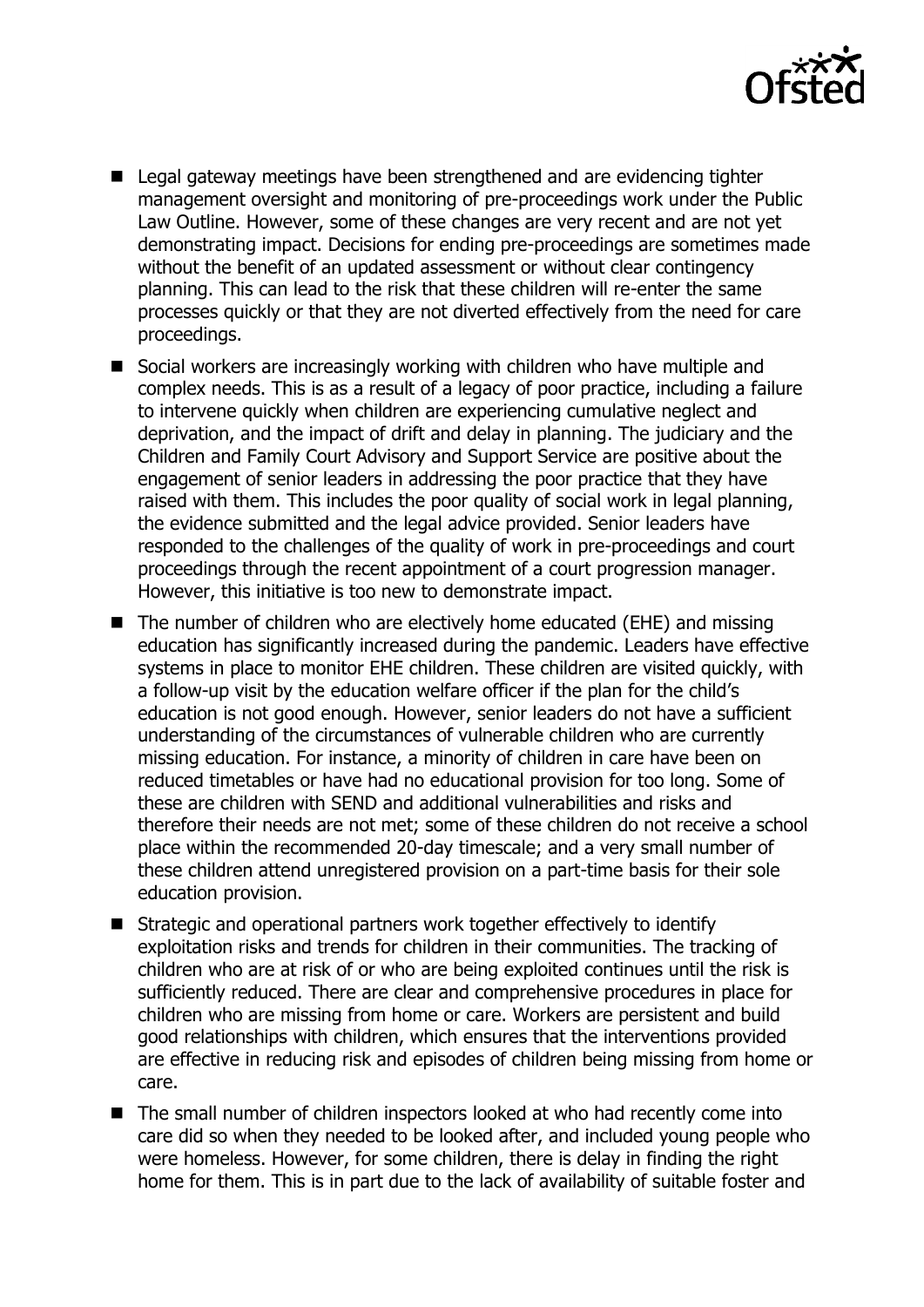- Legal gateway meetings have been strengthened and are evidencing tighter management oversight and monitoring of pre-proceedings work under the Public Law Outline. However, some of these changes are very recent and are not yet demonstrating impact. Decisions for ending pre-proceedings are sometimes made without the benefit of an updated assessment or without clear contingency planning. This can lead to the risk that these children will re-enter the same processes quickly or that they are not diverted effectively from the need for care proceedings.
- Social workers are increasingly working with children who have multiple and complex needs. This is as a result of a legacy of poor practice, including a failure to intervene quickly when children are experiencing cumulative neglect and deprivation, and the impact of drift and delay in planning. The judiciary and the Children and Family Court Advisory and Support Service are positive about the engagement of senior leaders in addressing the poor practice that they have raised with them. This includes the poor quality of social work in legal planning, the evidence submitted and the legal advice provided. Senior leaders have responded to the challenges of the quality of work in pre-proceedings and court proceedings through the recent appointment of a court progression manager. However, this initiative is too new to demonstrate impact.
- The number of children who are electively home educated (EHE) and missing education has significantly increased during the pandemic. Leaders have effective systems in place to monitor EHE children. These children are visited quickly, with a follow-up visit by the education welfare officer if the plan for the child's education is not good enough. However, senior leaders do not have a sufficient understanding of the circumstances of vulnerable children who are currently missing education. For instance, a minority of children in care have been on reduced timetables or have had no educational provision for too long. Some of these are children with SEND and additional vulnerabilities and risks and therefore their needs are not met; some of these children do not receive a school place within the recommended 20-day timescale; and a very small number of these children attend unregistered provision on a part-time basis for their sole education provision.
- Strategic and operational partners work together effectively to identify exploitation risks and trends for children in their communities. The tracking of children who are at risk of or who are being exploited continues until the risk is sufficiently reduced. There are clear and comprehensive procedures in place for children who are missing from home or care. Workers are persistent and build good relationships with children, which ensures that the interventions provided are effective in reducing risk and episodes of children being missing from home or care.
- The small number of children inspectors looked at who had recently come into care did so when they needed to be looked after, and included young people who were homeless. However, for some children, there is delay in finding the right home for them. This is in part due to the lack of availability of suitable foster and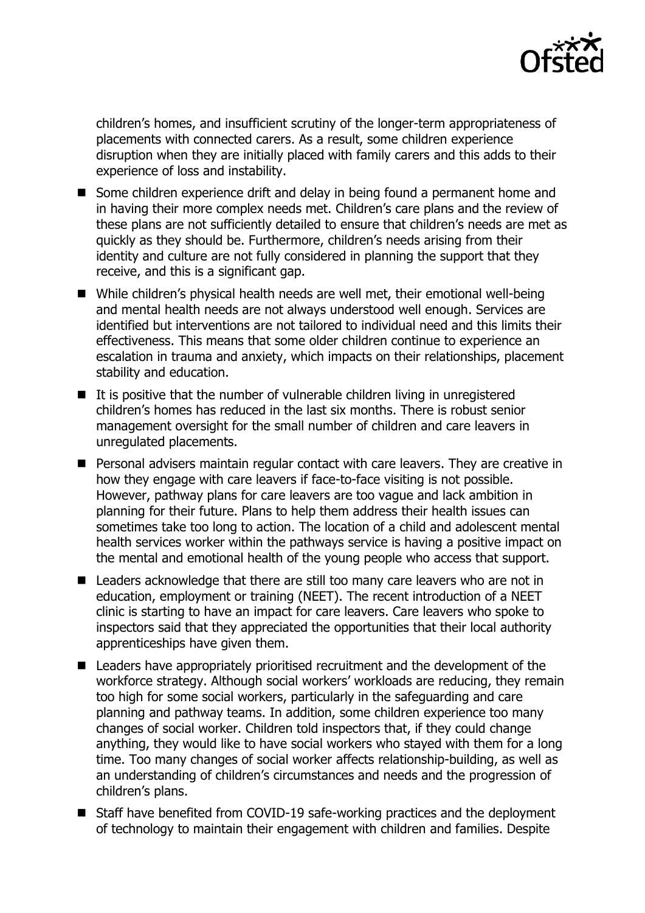children's homes, and insufficient scrutiny of the longer-term appropriateness of placements with connected carers. As a result, some children experience disruption when they are initially placed with family carers and this adds to their experience of loss and instability.

- Some children experience drift and delay in being found a permanent home and in having their more complex needs met. Children's care plans and the review of these plans are not sufficiently detailed to ensure that children's needs are met as quickly as they should be. Furthermore, children's needs arising from their identity and culture are not fully considered in planning the support that they receive, and this is a significant gap.
- While children's physical health needs are well met, their emotional well-being and mental health needs are not always understood well enough. Services are identified but interventions are not tailored to individual need and this limits their effectiveness. This means that some older children continue to experience an escalation in trauma and anxiety, which impacts on their relationships, placement stability and education.
- It is positive that the number of vulnerable children living in unregistered children's homes has reduced in the last six months. There is robust senior management oversight for the small number of children and care leavers in unregulated placements.
- Personal advisers maintain regular contact with care leavers. They are creative in how they engage with care leavers if face-to-face visiting is not possible. However, pathway plans for care leavers are too vague and lack ambition in planning for their future. Plans to help them address their health issues can sometimes take too long to action. The location of a child and adolescent mental health services worker within the pathways service is having a positive impact on the mental and emotional health of the young people who access that support.
- Leaders acknowledge that there are still too many care leavers who are not in education, employment or training (NEET). The recent introduction of a NEET clinic is starting to have an impact for care leavers. Care leavers who spoke to inspectors said that they appreciated the opportunities that their local authority apprenticeships have given them.
- Leaders have appropriately prioritised recruitment and the development of the workforce strategy. Although social workers' workloads are reducing, they remain too high for some social workers, particularly in the safeguarding and care planning and pathway teams. In addition, some children experience too many changes of social worker. Children told inspectors that, if they could change anything, they would like to have social workers who stayed with them for a long time. Too many changes of social worker affects relationship-building, as well as an understanding of children's circumstances and needs and the progression of children's plans.
- Staff have benefited from COVID-19 safe-working practices and the deployment of technology to maintain their engagement with children and families. Despite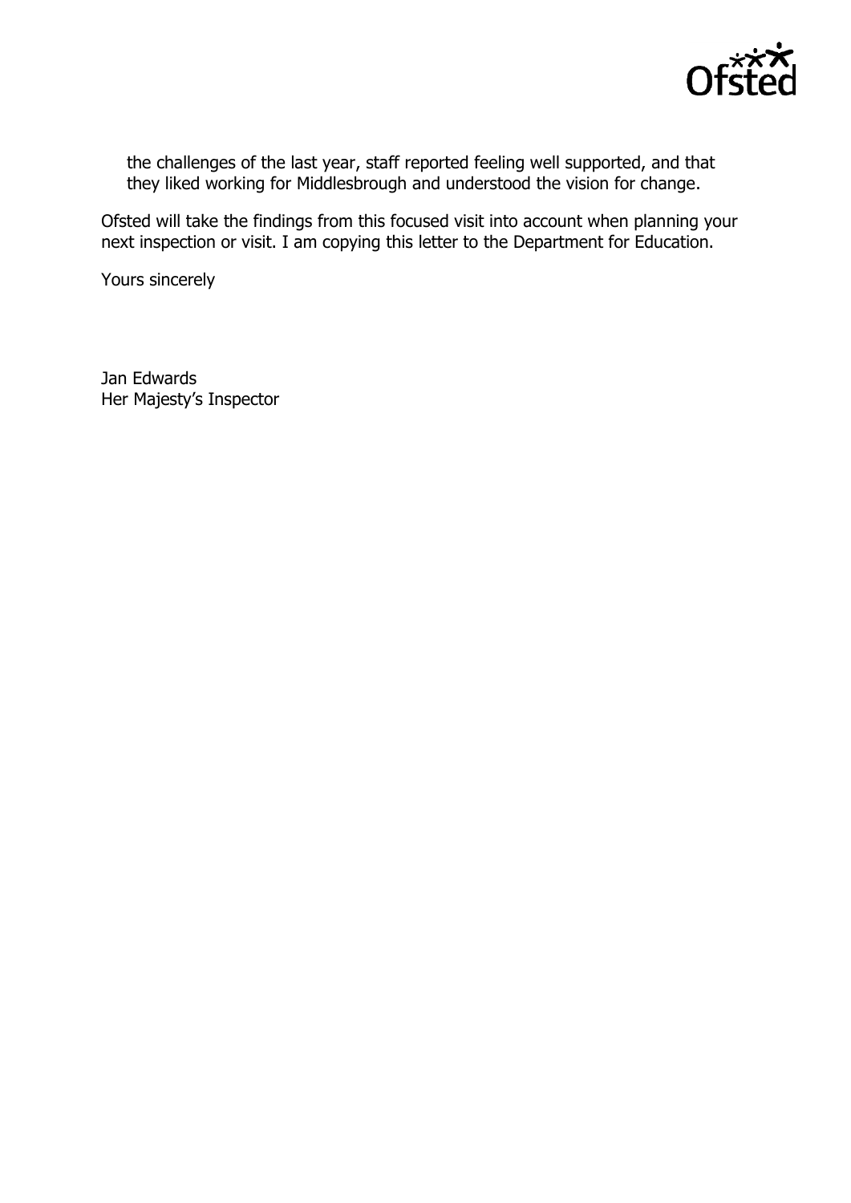the challenges of the last year, staff reported feeling well supported, and that they liked working for Middlesbrough and understood the vision for change.

Ofsted will take the findings from this focused visit into account when planning your next inspection or visit. I am copying this letter to the Department for Education.

Yours sincerely

Jan Edwards
Her Majesty's Inspector